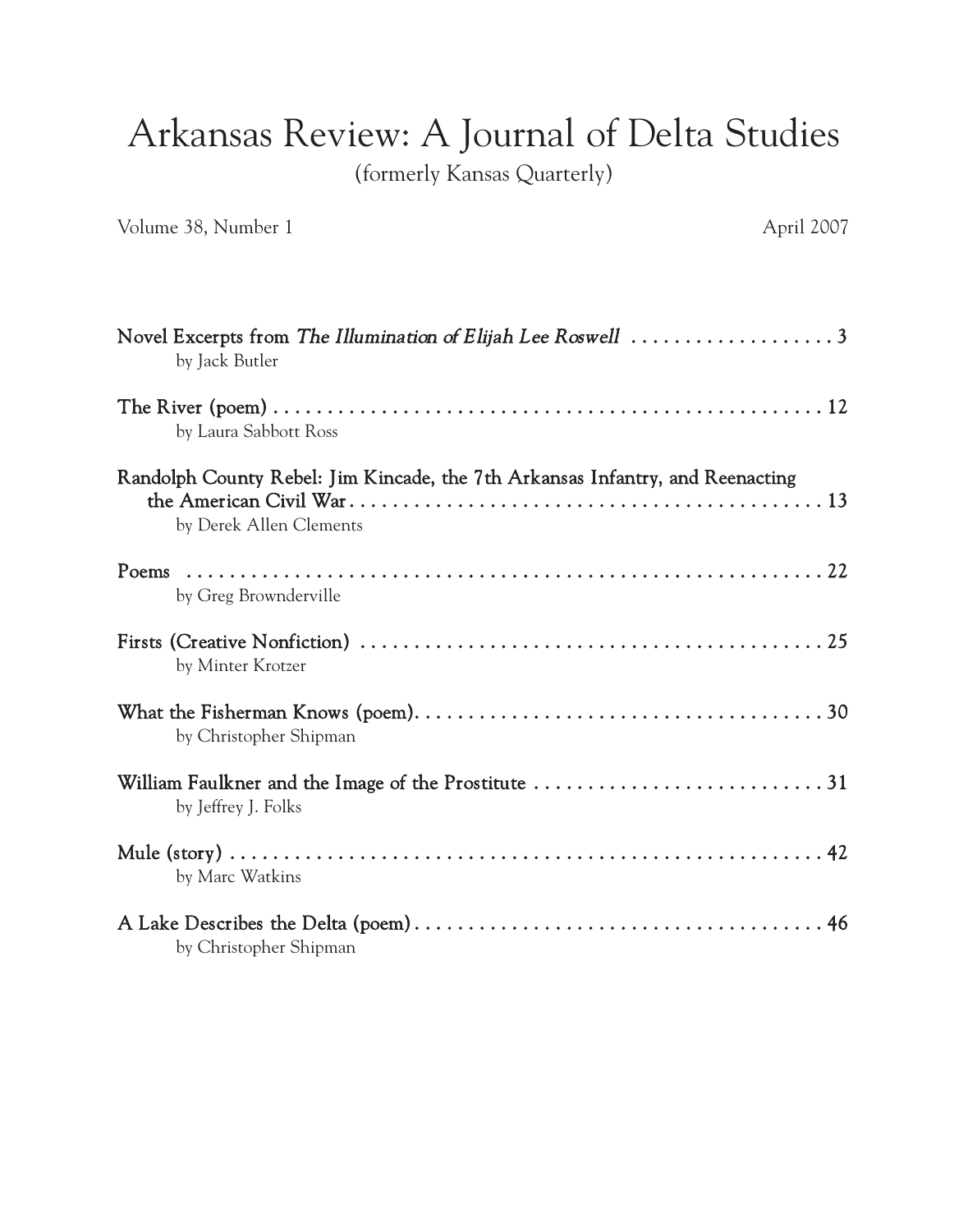# Arkansas Review: A Journal of Delta Studies

(formerly Kansas Quarterly)

Volume 38, Number 1 April 2007

Novel Excerpts from *The Illumination of Elijah Lee Roswell* .................... 3
by Jack Butler

The River (poem) .................................................... 12
by Laura Sabbott Ross

Randolph County Rebel: Jim Kincade, the 7th Arkansas Infantry, and Reenacting the American Civil War ............................................. 13
by Derek Allen Clements

Poems ............................................................ 22
by Greg Brownderville

Firsts (Creative Nonfiction) ............................................. 25
by Minter Krotzer

What the Fisherman Knows (poem)......................................... 30
by Christopher Shipman

William Faulkner and the Image of the Prostitute ............................. 31
by Jeffrey J. Folks

Mule (story) ......................................................... 42
by Marc Watkins

A Lake Describes the Delta (poem)........................................ 46
by Christopher Shipman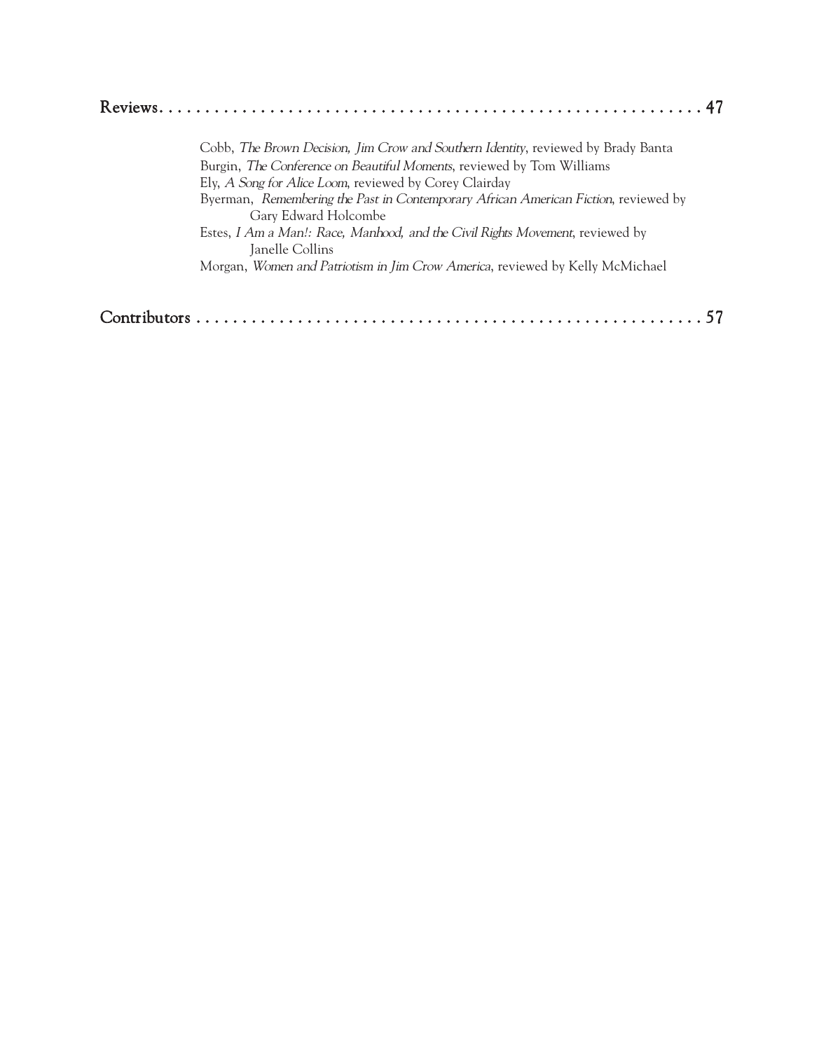**Reviews. . . . . . . . . . . . . . . . . . . . . . . . . . . . . . . . . . . . . . . . . . . . . . . . . . . . . . . . . . 47**

Cobb, *The Brown Decision, Jim Crow and Southern Identity*, reviewed by Brady Banta
Burgin, *The Conference on Beautiful Moments*, reviewed by Tom Williams
Ely, *A Song for Alice Loom*, reviewed by Corey Clairday
Byerman, *Remembering the Past in Contemporary African American Fiction*, reviewed by Gary Edward Holcombe
Estes, *I Am a Man!: Race, Manhood, and the Civil Rights Movement*, reviewed by Janelle Collins
Morgan, *Women and Patriotism in Jim Crow America*, reviewed by Kelly McMichael

**Contributors . . . . . . . . . . . . . . . . . . . . . . . . . . . . . . . . . . . . . . . . . . . . . . . . . . . . . . 57**